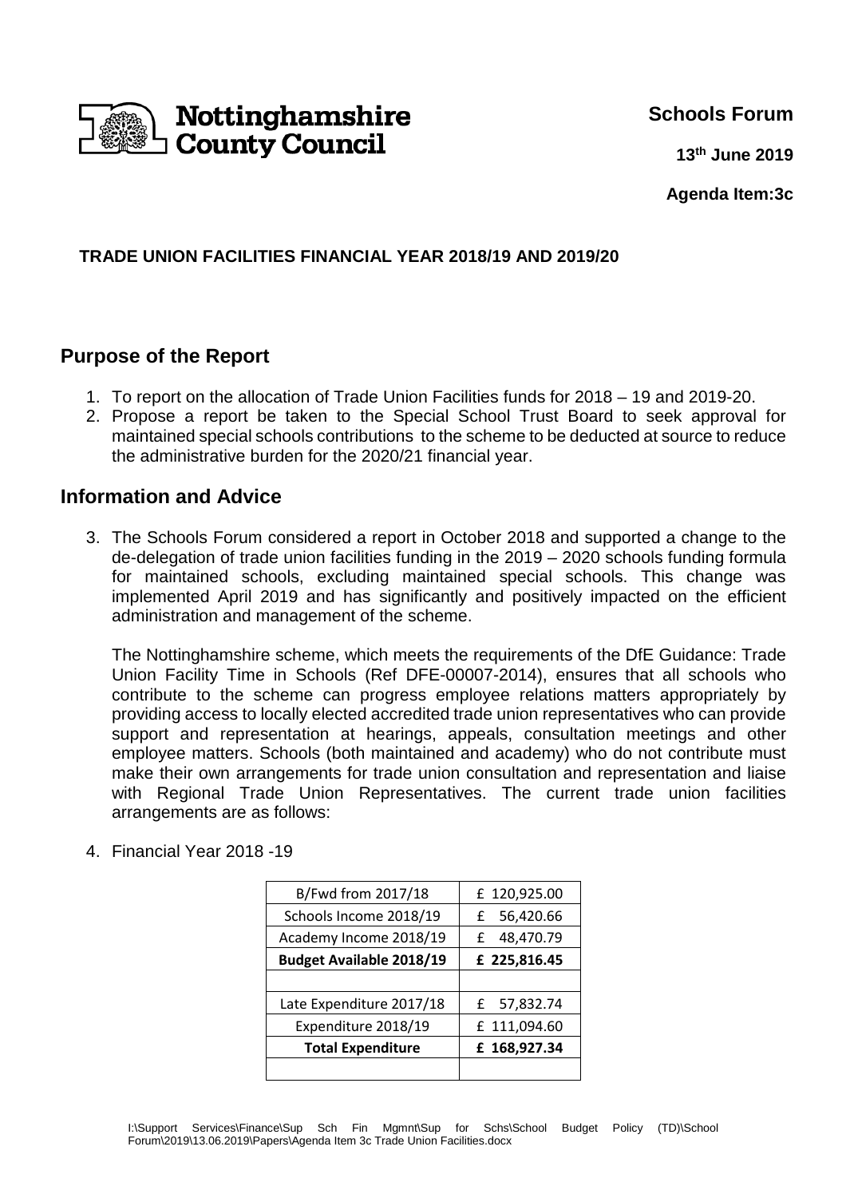Nottinghamshire County Council

**Schools Forum**

**13th June 2019**

**Agenda Item:3c**

**TRADE UNION FACILITIES FINANCIAL YEAR 2018/19 AND 2019/20**

## Purpose of the Report

1. To report on the allocation of Trade Union Facilities funds for 2018 – 19 and 2019-20.
2. Propose a report be taken to the Special School Trust Board to seek approval for maintained special schools contributions to the scheme to be deducted at source to reduce the administrative burden for the 2020/21 financial year.

## Information and Advice

3. The Schools Forum considered a report in October 2018 and supported a change to the de-delegation of trade union facilities funding in the 2019 – 2020 schools funding formula for maintained schools, excluding maintained special schools. This change was implemented April 2019 and has significantly and positively impacted on the efficient administration and management of the scheme.

   The Nottinghamshire scheme, which meets the requirements of the DfE Guidance: Trade Union Facility Time in Schools (Ref DFE-00007-2014), ensures that all schools who contribute to the scheme can progress employee relations matters appropriately by providing access to locally elected accredited trade union representatives who can provide support and representation at hearings, appeals, consultation meetings and other employee matters. Schools (both maintained and academy) who do not contribute must make their own arrangements for trade union consultation and representation and liaise with Regional Trade Union Representatives. The current trade union facilities arrangements are as follows:

4. Financial Year 2018 -19

| B/Fwd from 2017/18 | £ 120,925.00 |
|---|---|
| Schools Income 2018/19 | £ 56,420.66 |
| Academy Income 2018/19 | £ 48,470.79 |
| **Budget Available 2018/19** | **£ 225,816.45** |
| | |
| Late Expenditure 2017/18 | £ 57,832.74 |
| Expenditure 2018/19 | £ 111,094.60 |
| **Total Expenditure** | **£ 168,927.34** |
| | |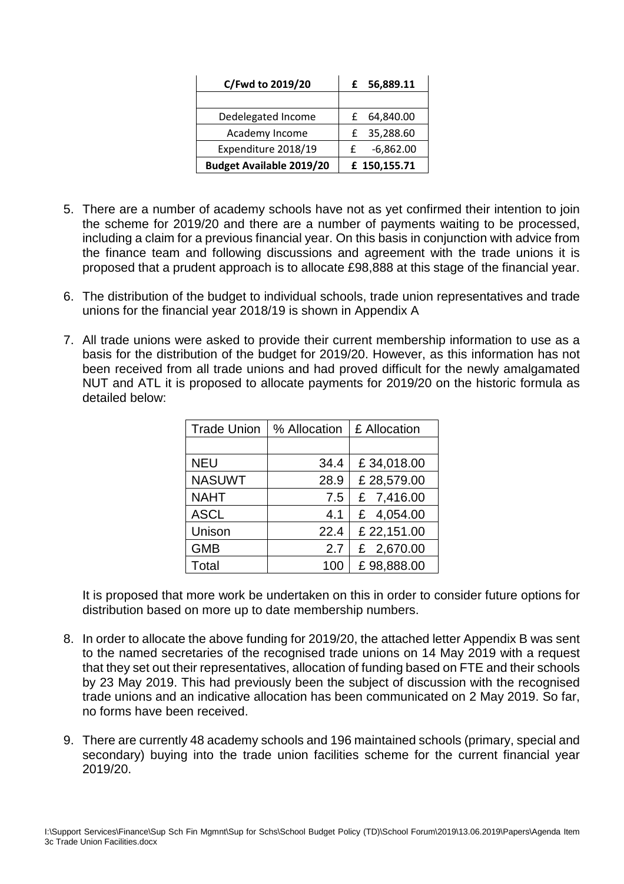| C/Fwd to 2019/20 | £ 56,889.11 |
|---|---|
| | |
| Dedelegated Income | £ 64,840.00 |
| Academy Income | £ 35,288.60 |
| Expenditure 2018/19 | £ -6,862.00 |
| **Budget Available 2019/20** | **£ 150,155.71** |

5. There are a number of academy schools have not as yet confirmed their intention to join the scheme for 2019/20 and there are a number of payments waiting to be processed, including a claim for a previous financial year. On this basis in conjunction with advice from the finance team and following discussions and agreement with the trade unions it is proposed that a prudent approach is to allocate £98,888 at this stage of the financial year.

6. The distribution of the budget to individual schools, trade union representatives and trade unions for the financial year 2018/19 is shown in Appendix A

7. All trade unions were asked to provide their current membership information to use as a basis for the distribution of the budget for 2019/20. However, as this information has not been received from all trade unions and had proved difficult for the newly amalgamated NUT and ATL it is proposed to allocate payments for 2019/20 on the historic formula as detailed below:

| Trade Union | % Allocation | £ Allocation |
|---|---|---|
| | | |
| NEU | 34.4 | £ 34,018.00 |
| NASUWT | 28.9 | £ 28,579.00 |
| NAHT | 7.5 | £ 7,416.00 |
| ASCL | 4.1 | £ 4,054.00 |
| Unison | 22.4 | £ 22,151.00 |
| GMB | 2.7 | £ 2,670.00 |
| Total | 100 | £ 98,888.00 |

It is proposed that more work be undertaken on this in order to consider future options for distribution based on more up to date membership numbers.

8. In order to allocate the above funding for 2019/20, the attached letter Appendix B was sent to the named secretaries of the recognised trade unions on 14 May 2019 with a request that they set out their representatives, allocation of funding based on FTE and their schools by 23 May 2019. This had previously been the subject of discussion with the recognised trade unions and an indicative allocation has been communicated on 2 May 2019. So far, no forms have been received.

9. There are currently 48 academy schools and 196 maintained schools (primary, special and secondary) buying into the trade union facilities scheme for the current financial year 2019/20.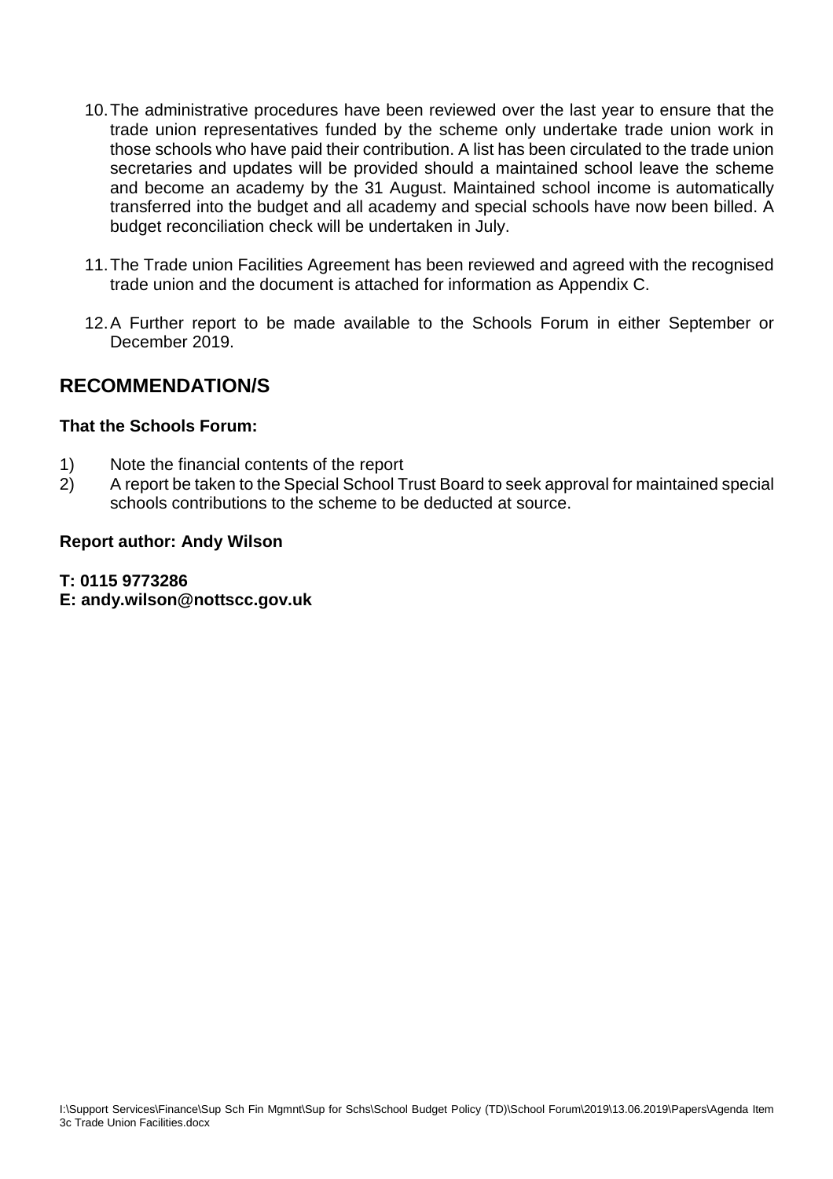10. The administrative procedures have been reviewed over the last year to ensure that the trade union representatives funded by the scheme only undertake trade union work in those schools who have paid their contribution. A list has been circulated to the trade union secretaries and updates will be provided should a maintained school leave the scheme and become an academy by the 31 August. Maintained school income is automatically transferred into the budget and all academy and special schools have now been billed. A budget reconciliation check will be undertaken in July.

11. The Trade union Facilities Agreement has been reviewed and agreed with the recognised trade union and the document is attached for information as Appendix C.

12. A Further report to be made available to the Schools Forum in either September or December 2019.

## RECOMMENDATION/S

**That the Schools Forum:**

1) Note the financial contents of the report
2) A report be taken to the Special School Trust Board to seek approval for maintained special schools contributions to the scheme to be deducted at source.

**Report author: Andy Wilson**

**T: 0115 9773286**
**E: andy.wilson@nottscc.gov.uk**

I:\Support Services\Finance\Sup Sch Fin Mgmnt\Sup for Schs\School Budget Policy (TD)\School Forum\2019\13.06.2019\Papers\Agenda Item 3c Trade Union Facilities.docx